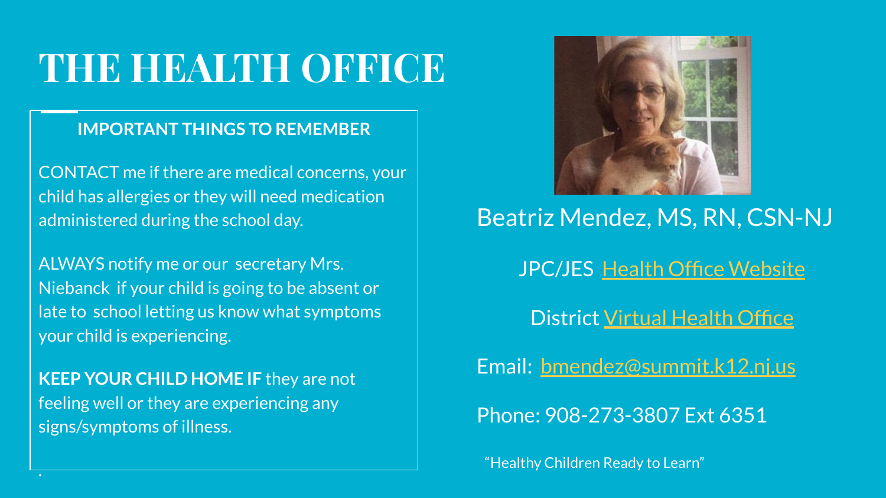# THE HEALTH OFFICE

**IMPORTANT THINGS TO REMEMBER**

CONTACT me if there are medical concerns, your child has allergies or they will need medication administered during the school day.

ALWAYS notify me or our secretary Mrs. Niebanck if your child is going to be absent or late to school letting us know what symptoms your child is experiencing.

**KEEP YOUR CHILD HOME IF** they are not feeling well or they are experiencing any signs/symptoms of illness.

Beatriz Mendez, MS, RN, CSN-NJ

JPC/JES [Health Office Website]

District [Virtual Health Office]

Email: bmendez@summit.k12.nj.us

Phone: 908-273-3807 Ext 6351

"Healthy Children Ready to Learn"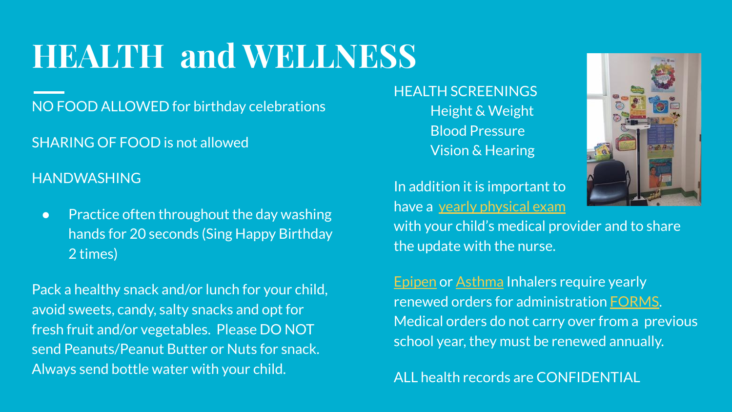# HEALTH and WELLNESS

NO FOOD ALLOWED for birthday celebrations

SHARING OF FOOD is not allowed

HANDWASHING

- Practice often throughout the day washing hands for 20 seconds (Sing Happy Birthday 2 times)

Pack a healthy snack and/or lunch for your child, avoid sweets, candy, salty snacks and opt for fresh fruit and/or vegetables. Please DO NOT send Peanuts/Peanut Butter or Nuts for snack. Always send bottle water with your child.

HEALTH SCREENINGS

- Height & Weight
- Blood Pressure
- Vision & Hearing

In addition it is important to have a yearly physical exam with your child's medical provider and to share the update with the nurse.

Epipen or Asthma Inhalers require yearly renewed orders for administration FORMS. Medical orders do not carry over from a previous school year, they must be renewed annually.

ALL health records are CONFIDENTIAL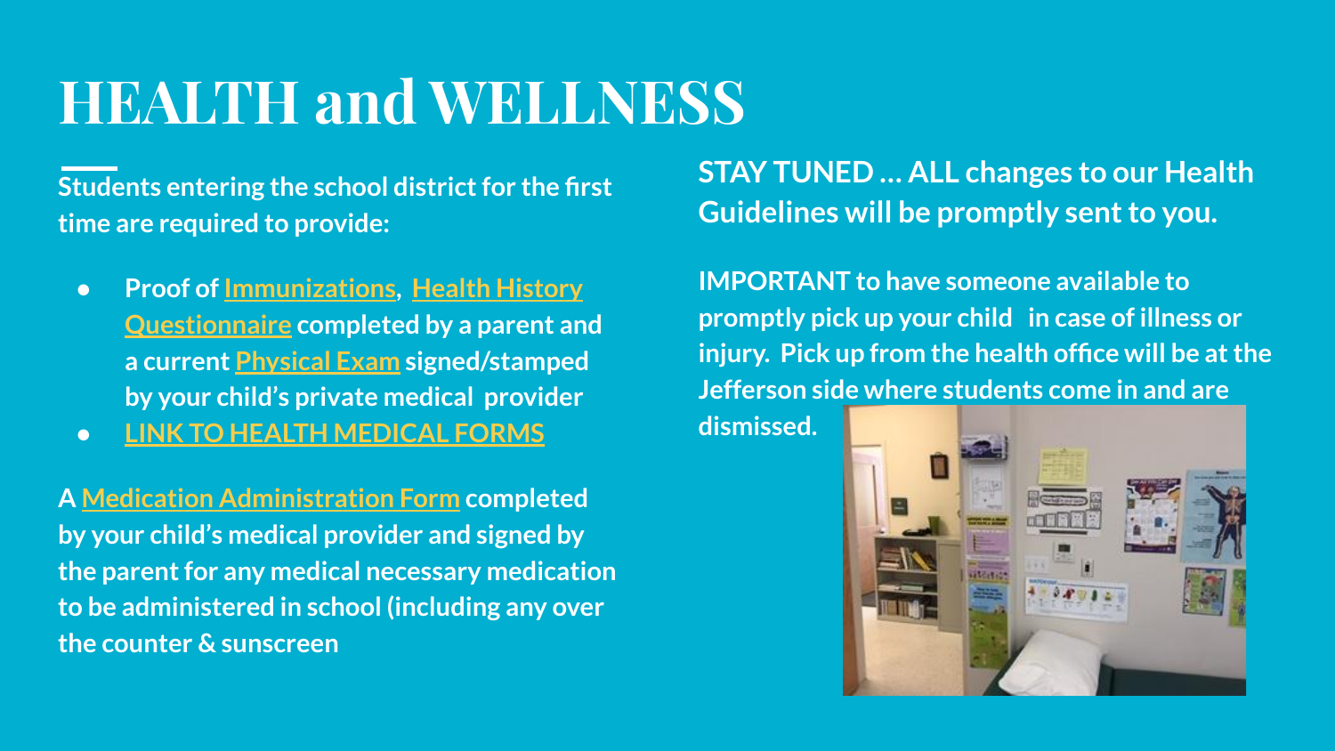# HEALTH and WELLNESS

**Students entering the school district for the first time are required to provide:**

- **Proof of Immunizations, Health History Questionnaire completed by a parent and a current Physical Exam signed/stamped by your child's private medical provider**
- **LINK TO HEALTH MEDICAL FORMS**

**A Medication Administration Form completed by your child's medical provider and signed by the parent for any medical necessary medication to be administered in school (including any over the counter & sunscreen**

**STAY TUNED ... ALL changes to our Health Guidelines will be promptly sent to you.**

**IMPORTANT to have someone available to promptly pick up your child in case of illness or injury. Pick up from the health office will be at the Jefferson side where students come in and are dismissed.**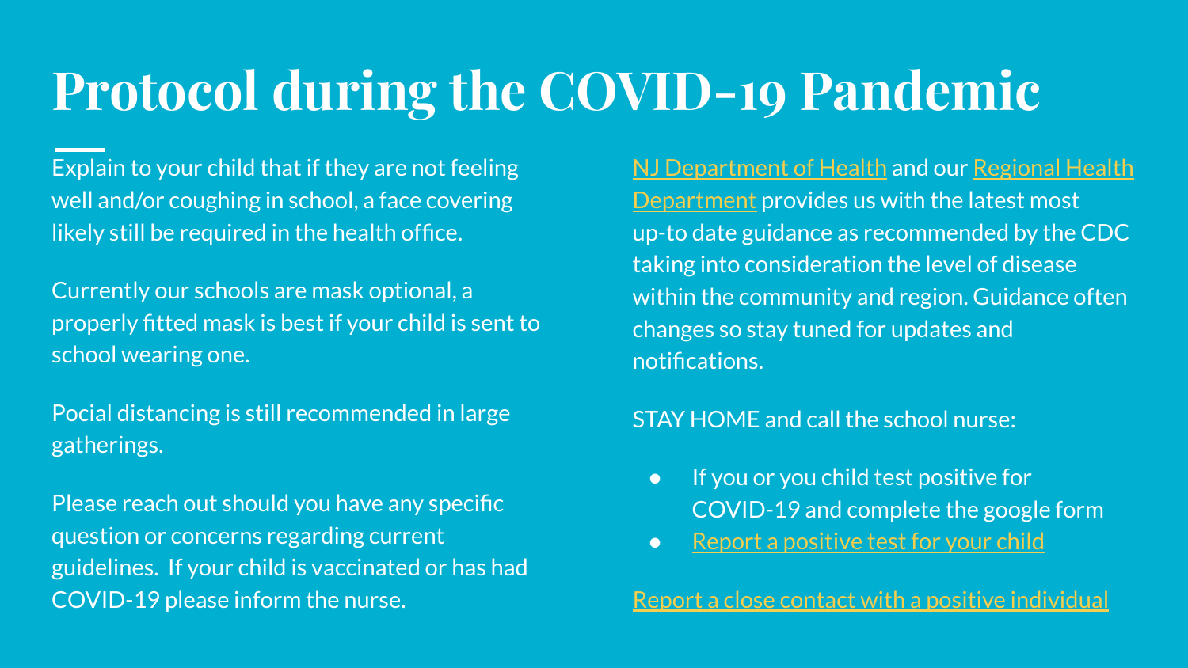# Protocol during the COVID-19 Pandemic

Explain to your child that if they are not feeling well and/or coughing in school, a face covering likely still be required in the health office.

Currently our schools are mask optional, a properly fitted mask is best if your child is sent to school wearing one.

Pocial distancing is still recommended in large gatherings.

Please reach out should you have any specific question or concerns regarding current guidelines. If your child is vaccinated or has had COVID-19 please inform the nurse.

NJ Department of Health and our Regional Health Department provides us with the latest most up-to date guidance as recommended by the CDC taking into consideration the level of disease within the community and region. Guidance often changes so stay tuned for updates and notifications.

STAY HOME and call the school nurse:

- If you or you child test positive for COVID-19 and complete the google form
- Report a positive test for your child

Report a close contact with a positive individual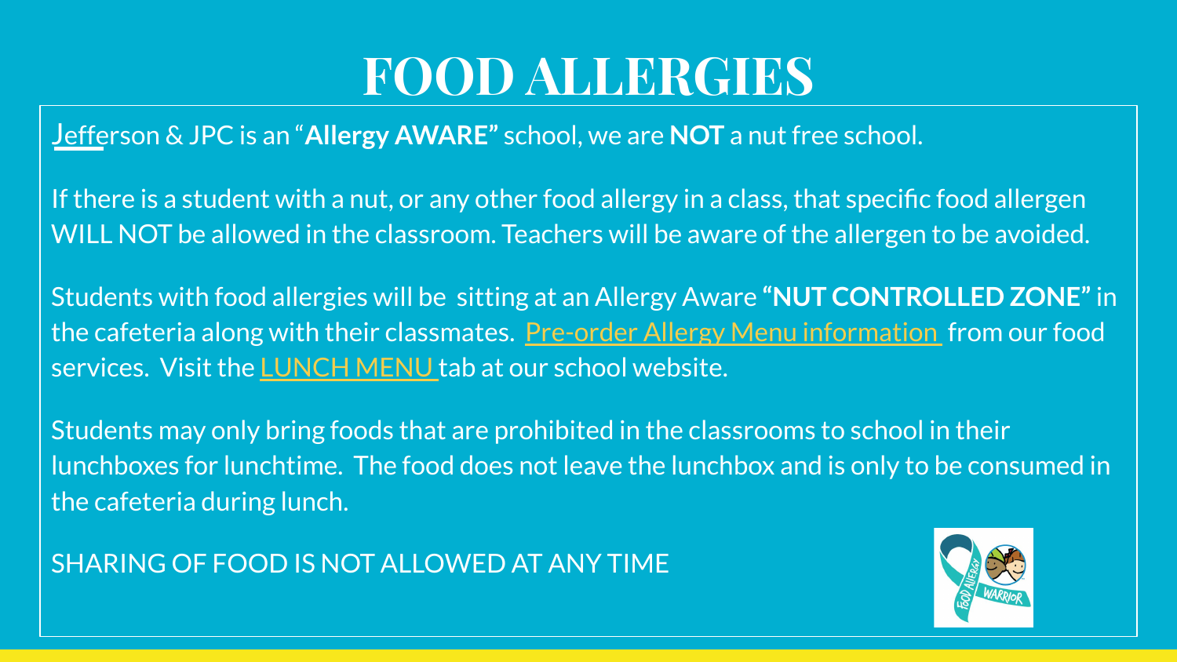# FOOD ALLERGIES

Jefferson & JPC is an "**Allergy AWARE**" school, we are **NOT** a nut free school.

If there is a student with a nut, or any other food allergy in a class, that specific food allergen WILL NOT be allowed in the classroom. Teachers will be aware of the allergen to be avoided.

Students with food allergies will be sitting at an Allergy Aware **"NUT CONTROLLED ZONE"** in the cafeteria along with their classmates. Pre-order Allergy Menu information from our food services. Visit the LUNCH MENU tab at our school website.

Students may only bring foods that are prohibited in the classrooms to school in their lunchboxes for lunchtime. The food does not leave the lunchbox and is only to be consumed in the cafeteria during lunch.

SHARING OF FOOD IS NOT ALLOWED AT ANY TIME